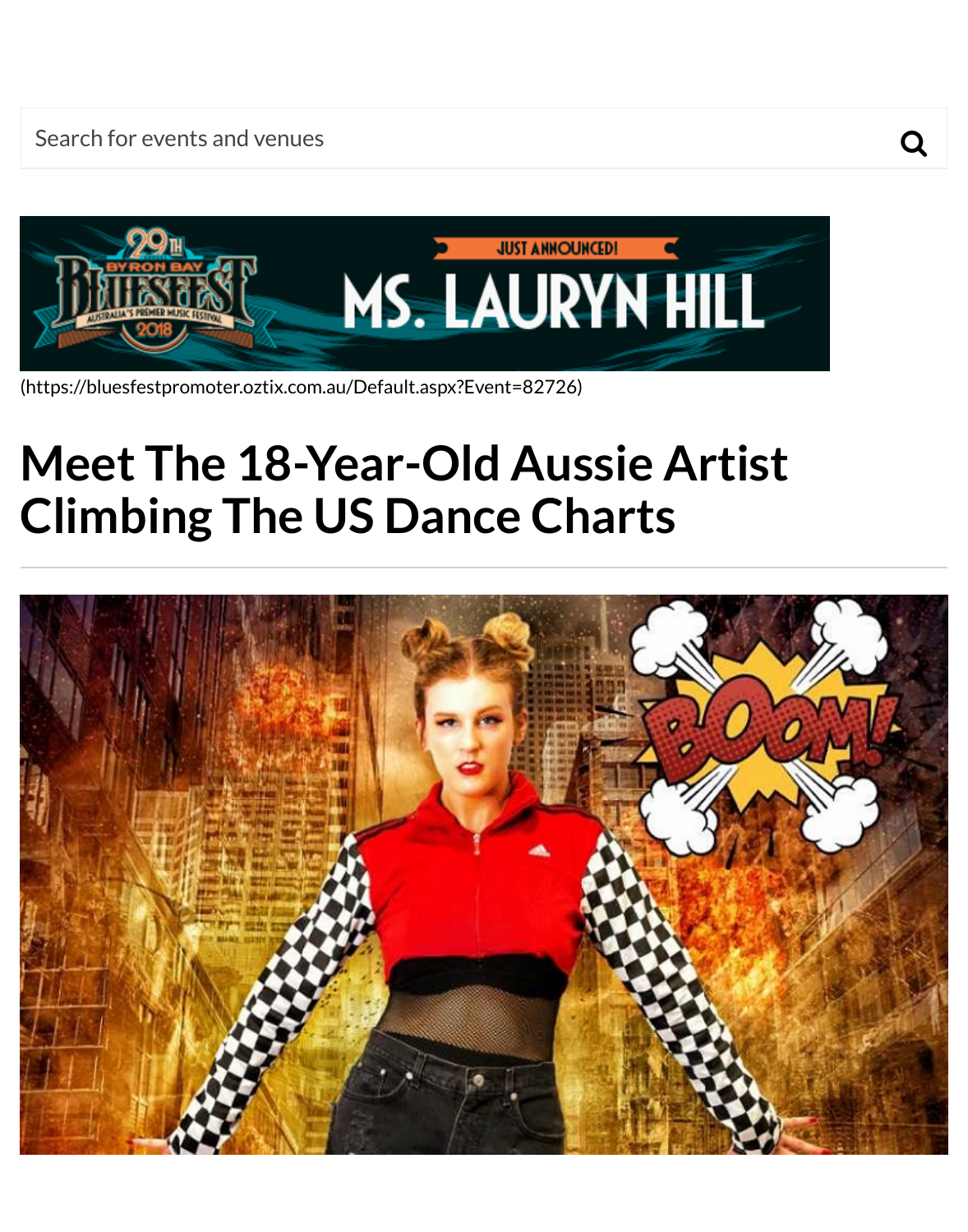Search for events and venues

(https://bluesfestpromoter.oztix.com.au/Default.aspx?Event=82726)

# Meet The 18-Year-Old Aussie Artist Climbing The US Dance Charts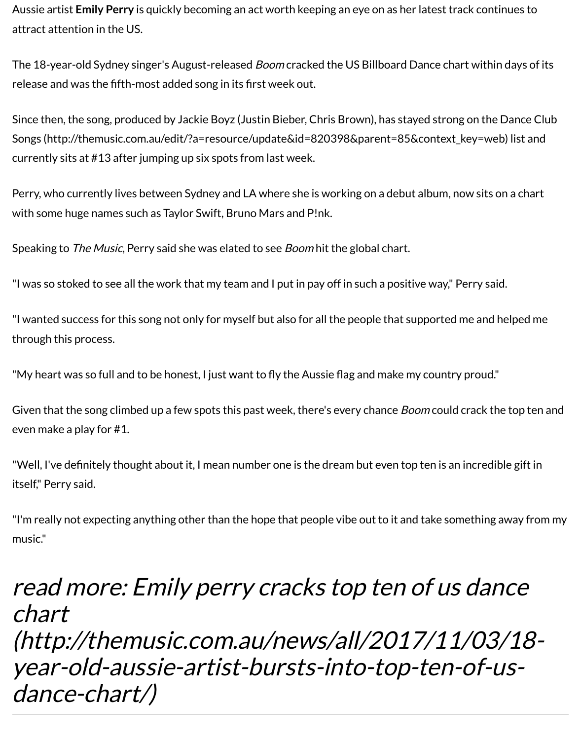Aussie artist **Emily Perry** is quickly becoming an act worth keeping an eye on as her latest track continues to attract attention in the US.

The 18-year-old Sydney singer's August-released *Boom* cracked the US Billboard Dance chart within days of its release and was the fifth-most added song in its first week out.

Since then, the song, produced by Jackie Boyz (Justin Bieber, Chris Brown), has stayed strong on the Dance Club Songs (http://themusic.com.au/edit/?a=resource/update&id=820398&parent=85&context_key=web) list and currently sits at #13 after jumping up six spots from last week.

Perry, who currently lives between Sydney and LA where she is working on a debut album, now sits on a chart with some huge names such as Taylor Swift, Bruno Mars and P!nk.

Speaking to *The Music*, Perry said she was elated to see *Boom* hit the global chart.

"I was so stoked to see all the work that my team and I put in pay off in such a positive way," Perry said.

"I wanted success for this song not only for myself but also for all the people that supported me and helped me through this process.

"My heart was so full and to be honest, I just want to fly the Aussie flag and make my country proud."

Given that the song climbed up a few spots this past week, there's every chance *Boom* could crack the top ten and even make a play for #1.

"Well, I've definitely thought about it, I mean number one is the dream but even top ten is an incredible gift in itself," Perry said.

"I'm really not expecting anything other than the hope that people vibe out to it and take something away from my music."

## *read more: Emily perry cracks top ten of us dance chart (http://themusic.com.au/news/all/2017/11/03/18-year-old-aussie-artist-bursts-into-top-ten-of-us-dance-chart/)*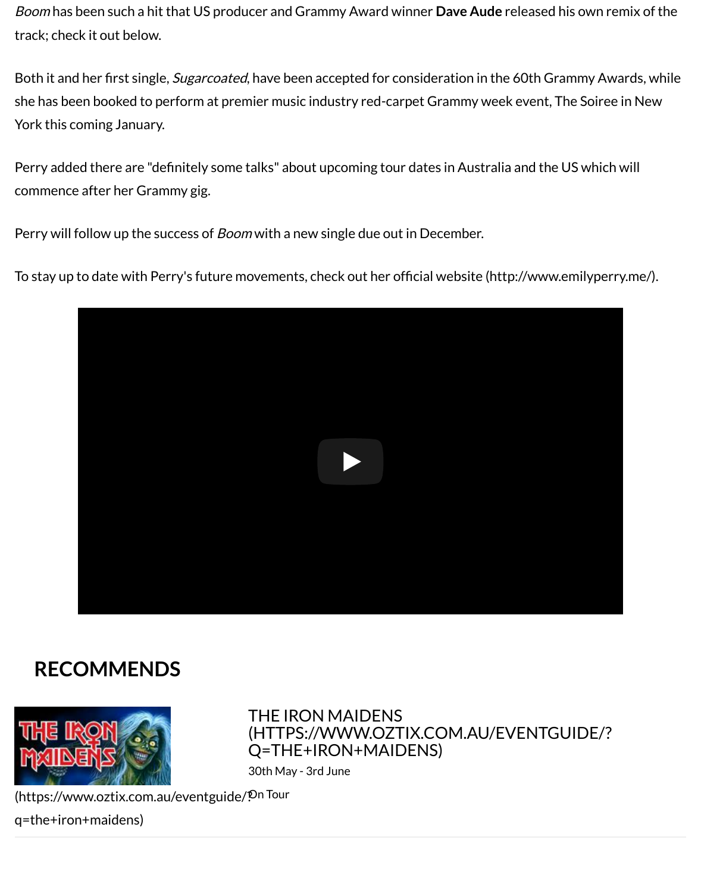*Boom* has been such a hit that US producer and Grammy Award winner **Dave Aude** released his own remix of the track; check it out below.

Both it and her first single, *Sugarcoated*, have been accepted for consideration in the 60th Grammy Awards, while she has been booked to perform at premier music industry red-carpet Grammy week event, The Soiree in New York this coming January.

Perry added there are "definitely some talks" about upcoming tour dates in Australia and the US which will commence after her Grammy gig.

Perry will follow up the success of *Boom* with a new single due out in December.

To stay up to date with Perry's future movements, check out her official website (http://www.emilyperry.me/).

## RECOMMENDS

(https://www.oztix.com.au/eventguide/?q=the+iron+maidens)

THE IRON MAIDENS (HTTPS://WWW.OZTIX.COM.AU/EVENTGUIDE/?Q=THE+IRON+MAIDENS)

30th May - 3rd June

On Tour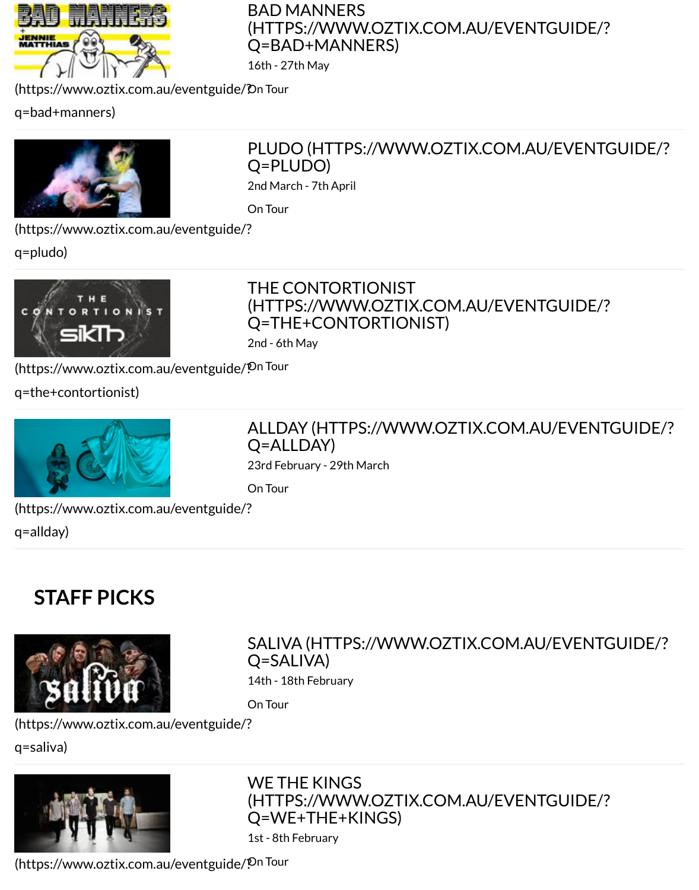BAD MANNERS (HTTPS://WWW.OZTIX.COM.AU/EVENTGUIDE/?Q=BAD+MANNERS)

16th - 27th May

On Tour

(https://www.oztix.com.au/eventguide/?q=bad+manners)

---

PLUDO (HTTPS://WWW.OZTIX.COM.AU/EVENTGUIDE/?Q=PLUDO)

2nd March - 7th April

On Tour

(https://www.oztix.com.au/eventguide/?q=pludo)

---

THE CONTORTIONIST (HTTPS://WWW.OZTIX.COM.AU/EVENTGUIDE/?Q=THE+CONTORTIONIST)

2nd - 6th May

On Tour

(https://www.oztix.com.au/eventguide/?q=the+contortionist)

---

ALLDAY (HTTPS://WWW.OZTIX.COM.AU/EVENTGUIDE/?Q=ALLDAY)

23rd February - 29th March

On Tour

(https://www.oztix.com.au/eventguide/?q=allday)

---

## STAFF PICKS

SALIVA (HTTPS://WWW.OZTIX.COM.AU/EVENTGUIDE/?Q=SALIVA)

14th - 18th February

On Tour

(https://www.oztix.com.au/eventguide/?q=saliva)

---

WE THE KINGS (HTTPS://WWW.OZTIX.COM.AU/EVENTGUIDE/?Q=WE+THE+KINGS)

1st - 8th February

On Tour

(https://www.oztix.com.au/eventguide/?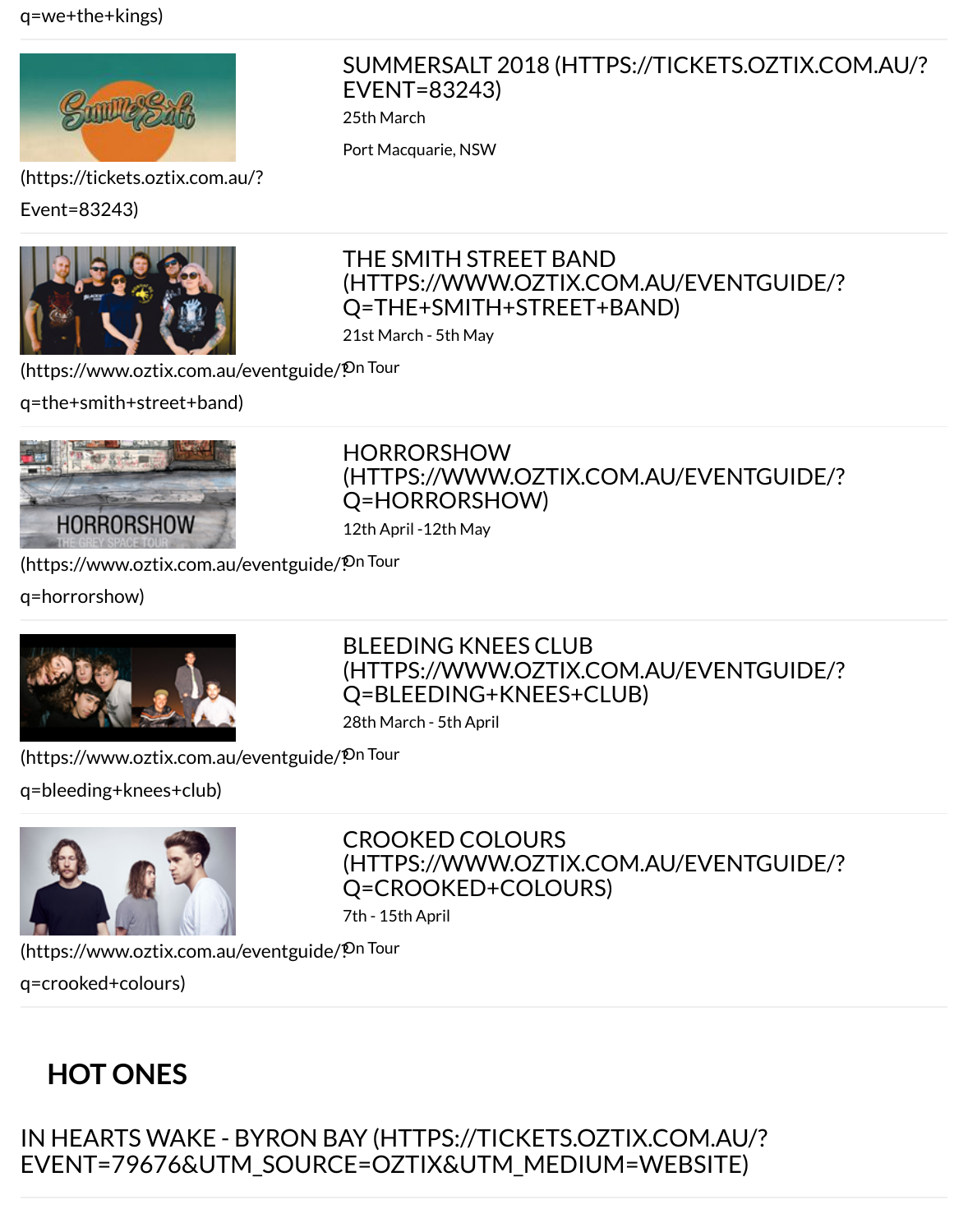q=we+the+kings)

SUMMERSALT 2018 (HTTPS://TICKETS.OZTIX.COM.AU/?EVENT=83243)

25th March

Port Macquarie, NSW

(https://tickets.oztix.com.au/?Event=83243)

THE SMITH STREET BAND (HTTPS://WWW.OZTIX.COM.AU/EVENTGUIDE/?Q=THE+SMITH+STREET+BAND)

21st March - 5th May

On Tour

(https://www.oztix.com.au/eventguide/?q=the+smith+street+band)

HORRORSHOW (HTTPS://WWW.OZTIX.COM.AU/EVENTGUIDE/?Q=HORRORSHOW)

12th April -12th May

On Tour

(https://www.oztix.com.au/eventguide/?q=horrorshow)

BLEEDING KNEES CLUB (HTTPS://WWW.OZTIX.COM.AU/EVENTGUIDE/?Q=BLEEDING+KNEES+CLUB)

28th March - 5th April

On Tour

(https://www.oztix.com.au/eventguide/?q=bleeding+knees+club)

CROOKED COLOURS (HTTPS://WWW.OZTIX.COM.AU/EVENTGUIDE/?Q=CROOKED+COLOURS)

7th - 15th April

On Tour

(https://www.oztix.com.au/eventguide/?q=crooked+colours)

## HOT ONES

IN HEARTS WAKE - BYRON BAY (HTTPS://TICKETS.OZTIX.COM.AU/?EVENT=79676&UTM_SOURCE=OZTIX&UTM_MEDIUM=WEBSITE)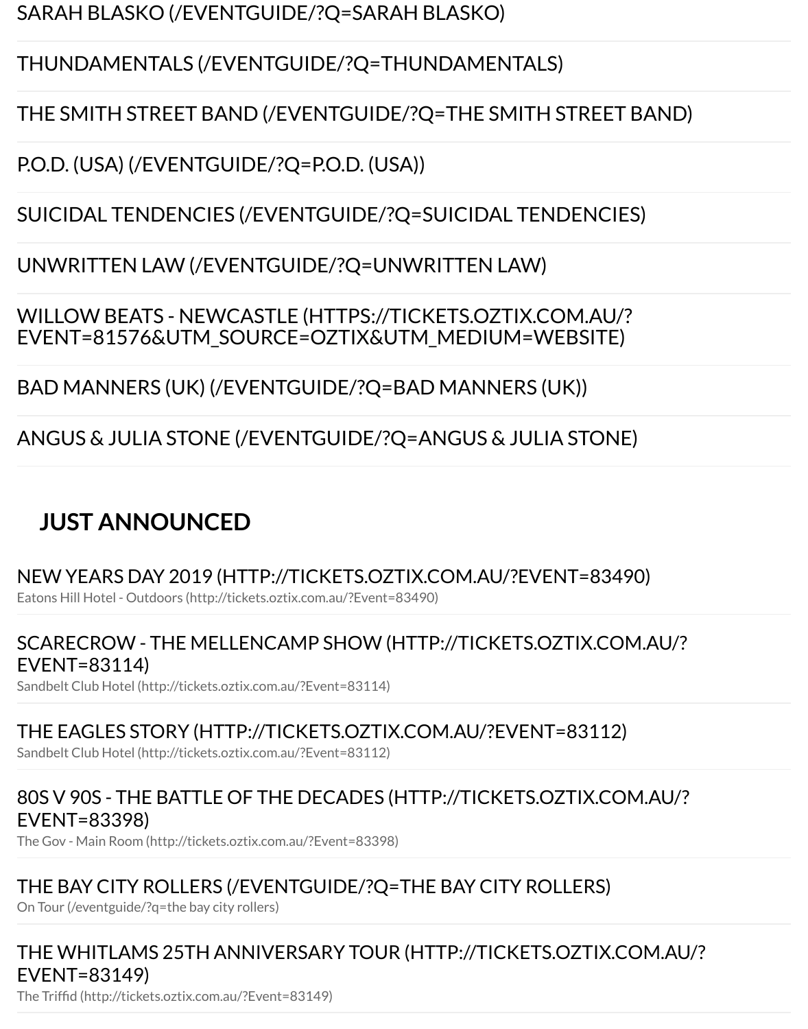SARAH BLASKO (/EVENTGUIDE/?Q=SARAH BLASKO)

THUNDAMENTALS (/EVENTGUIDE/?Q=THUNDAMENTALS)

THE SMITH STREET BAND (/EVENTGUIDE/?Q=THE SMITH STREET BAND)

P.O.D. (USA) (/EVENTGUIDE/?Q=P.O.D. (USA))

SUICIDAL TENDENCIES (/EVENTGUIDE/?Q=SUICIDAL TENDENCIES)

UNWRITTEN LAW (/EVENTGUIDE/?Q=UNWRITTEN LAW)

WILLOW BEATS - NEWCASTLE (HTTPS://TICKETS.OZTIX.COM.AU/?EVENT=81576&UTM_SOURCE=OZTIX&UTM_MEDIUM=WEBSITE)

BAD MANNERS (UK) (/EVENTGUIDE/?Q=BAD MANNERS (UK))

ANGUS & JULIA STONE (/EVENTGUIDE/?Q=ANGUS & JULIA STONE)

## JUST ANNOUNCED

NEW YEARS DAY 2019 (HTTP://TICKETS.OZTIX.COM.AU/?EVENT=83490)
Eatons Hill Hotel - Outdoors (http://tickets.oztix.com.au/?Event=83490)

SCARECROW - THE MELLENCAMP SHOW (HTTP://TICKETS.OZTIX.COM.AU/?EVENT=83114)
Sandbelt Club Hotel (http://tickets.oztix.com.au/?Event=83114)

THE EAGLES STORY (HTTP://TICKETS.OZTIX.COM.AU/?EVENT=83112)
Sandbelt Club Hotel (http://tickets.oztix.com.au/?Event=83112)

80S V 90S - THE BATTLE OF THE DECADES (HTTP://TICKETS.OZTIX.COM.AU/?EVENT=83398)
The Gov - Main Room (http://tickets.oztix.com.au/?Event=83398)

THE BAY CITY ROLLERS (/EVENTGUIDE/?Q=THE BAY CITY ROLLERS)
On Tour (/eventguide/?q=the bay city rollers)

THE WHITLAMS 25TH ANNIVERSARY TOUR (HTTP://TICKETS.OZTIX.COM.AU/?EVENT=83149)
The Triffid (http://tickets.oztix.com.au/?Event=83149)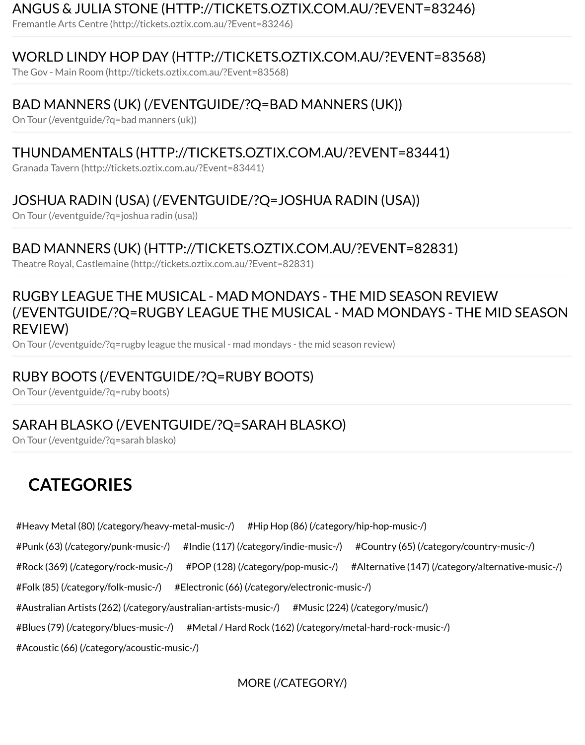ANGUS & JULIA STONE (HTTP://TICKETS.OZTIX.COM.AU/?EVENT=83246)

Fremantle Arts Centre (http://tickets.oztix.com.au/?Event=83246)

WORLD LINDY HOP DAY (HTTP://TICKETS.OZTIX.COM.AU/?EVENT=83568)

The Gov - Main Room (http://tickets.oztix.com.au/?Event=83568)

BAD MANNERS (UK) (/EVENTGUIDE/?Q=BAD MANNERS (UK))

On Tour (/eventguide/?q=bad manners (uk))

THUNDAMENTALS (HTTP://TICKETS.OZTIX.COM.AU/?EVENT=83441)

Granada Tavern (http://tickets.oztix.com.au/?Event=83441)

JOSHUA RADIN (USA) (/EVENTGUIDE/?Q=JOSHUA RADIN (USA))

On Tour (/eventguide/?q=joshua radin (usa))

BAD MANNERS (UK) (HTTP://TICKETS.OZTIX.COM.AU/?EVENT=82831)

Theatre Royal, Castlemaine (http://tickets.oztix.com.au/?Event=82831)

RUGBY LEAGUE THE MUSICAL - MAD MONDAYS - THE MID SEASON REVIEW (/EVENTGUIDE/?Q=RUGBY LEAGUE THE MUSICAL - MAD MONDAYS - THE MID SEASON REVIEW)

On Tour (/eventguide/?q=rugby league the musical - mad mondays - the mid season review)

RUBY BOOTS (/EVENTGUIDE/?Q=RUBY BOOTS)

On Tour (/eventguide/?q=ruby boots)

SARAH BLASKO (/EVENTGUIDE/?Q=SARAH BLASKO)

On Tour (/eventguide/?q=sarah blasko)

## CATEGORIES

#Heavy Metal (80) (/category/heavy-metal-music-/) #Hip Hop (86) (/category/hip-hop-music-/)

#Punk (63) (/category/punk-music-/) #Indie (117) (/category/indie-music-/) #Country (65) (/category/country-music-/)

#Rock (369) (/category/rock-music-/) #POP (128) (/category/pop-music-/) #Alternative (147) (/category/alternative-music-/)

#Folk (85) (/category/folk-music-/) #Electronic (66) (/category/electronic-music-/)

#Australian Artists (262) (/category/australian-artists-music-/) #Music (224) (/category/music/)

#Blues (79) (/category/blues-music-/) #Metal / Hard Rock (162) (/category/metal-hard-rock-music-/)

#Acoustic (66) (/category/acoustic-music-/)

MORE (/CATEGORY/)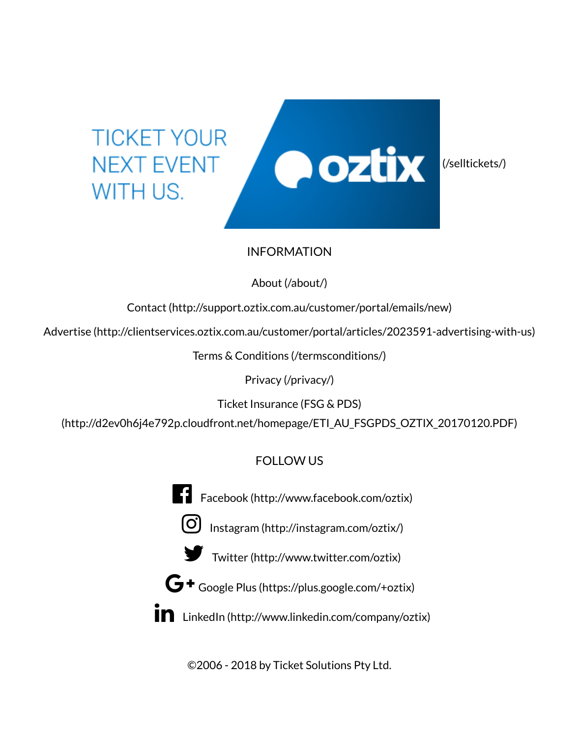TICKET YOUR NEXT EVENT WITH US. oztix (/selltickets/)

INFORMATION

About (/about/)

Contact (http://support.oztix.com.au/customer/portal/emails/new)

Advertise (http://clientservices.oztix.com.au/customer/portal/articles/2023591-advertising-with-us)

Terms & Conditions (/termsconditions/)

Privacy (/privacy/)

Ticket Insurance (FSG & PDS)
(http://d2ev0h6j4e792p.cloudfront.net/homepage/ETI_AU_FSGPDS_OZTIX_20170120.PDF)

FOLLOW US

Facebook (http://www.facebook.com/oztix)

Instagram (http://instagram.com/oztix/)

Twitter (http://www.twitter.com/oztix)

Google Plus (https://plus.google.com/+oztix)

LinkedIn (http://www.linkedin.com/company/oztix)

©2006 - 2018 by Ticket Solutions Pty Ltd.